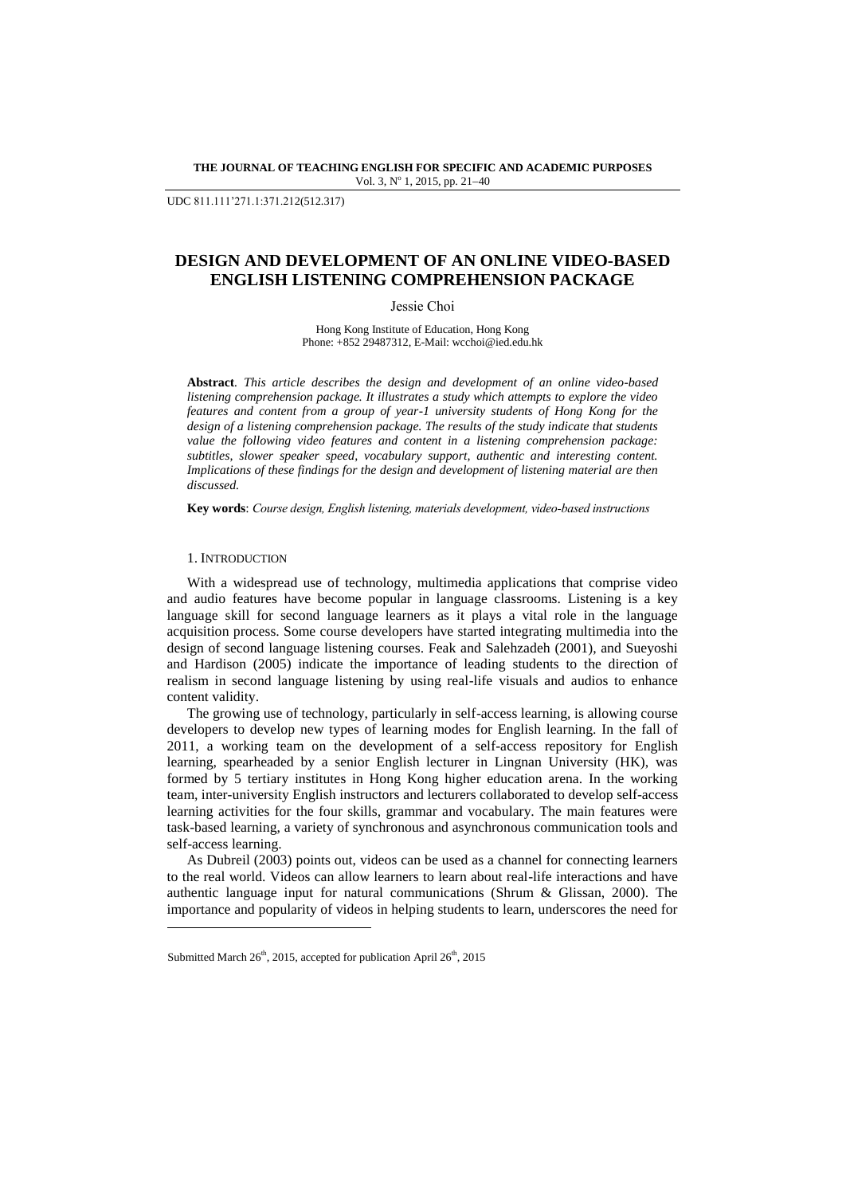UDC 811.111'271.1:371.212(512.317)

# DESIGN AND DEVELOPMENT OF AN ONLINE VIDEO-BASED ENGLISH LISTENING COMPREHENSION PACKAGE

Jessie Choi

Hong Kong Institute of Education, Hong Kong
Phone: +852 29487312, E-Mail: wcchoi@ied.edu.hk

**Abstract**. *This article describes the design and development of an online video-based listening comprehension package. It illustrates a study which attempts to explore the video features and content from a group of year-1 university students of Hong Kong for the design of a listening comprehension package. The results of the study indicate that students value the following video features and content in a listening comprehension package: subtitles, slower speaker speed, vocabulary support, authentic and interesting content. Implications of these findings for the design and development of listening material are then discussed.*

**Key words**: *Course design, English listening, materials development, video-based instructions*

## 1. Introduction

With a widespread use of technology, multimedia applications that comprise video and audio features have become popular in language classrooms. Listening is a key language skill for second language learners as it plays a vital role in the language acquisition process. Some course developers have started integrating multimedia into the design of second language listening courses. Feak and Salehzadeh (2001), and Sueyoshi and Hardison (2005) indicate the importance of leading students to the direction of realism in second language listening by using real-life visuals and audios to enhance content validity.

The growing use of technology, particularly in self-access learning, is allowing course developers to develop new types of learning modes for English learning. In the fall of 2011, a working team on the development of a self-access repository for English learning, spearheaded by a senior English lecturer in Lingnan University (HK), was formed by 5 tertiary institutes in Hong Kong higher education arena. In the working team, inter-university English instructors and lecturers collaborated to develop self-access learning activities for the four skills, grammar and vocabulary. The main features were task-based learning, a variety of synchronous and asynchronous communication tools and self-access learning.

As Dubreil (2003) points out, videos can be used as a channel for connecting learners to the real world. Videos can allow learners to learn about real-life interactions and have authentic language input for natural communications (Shrum & Glissan, 2000). The importance and popularity of videos in helping students to learn, underscores the need for

Submitted March 26th, 2015, accepted for publication April 26th, 2015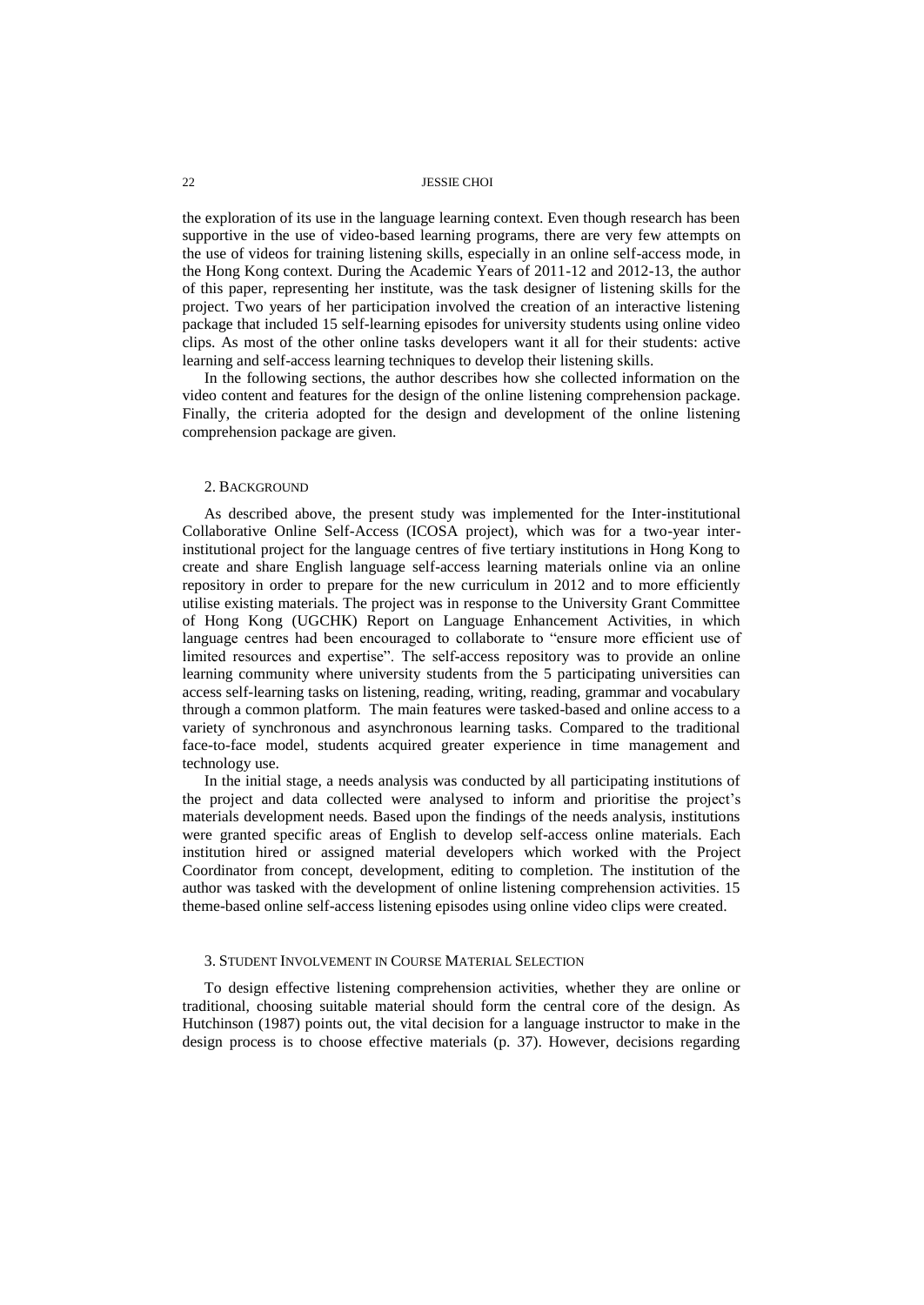the exploration of its use in the language learning context. Even though research has been supportive in the use of video-based learning programs, there are very few attempts on the use of videos for training listening skills, especially in an online self-access mode, in the Hong Kong context. During the Academic Years of 2011-12 and 2012-13, the author of this paper, representing her institute, was the task designer of listening skills for the project. Two years of her participation involved the creation of an interactive listening package that included 15 self-learning episodes for university students using online video clips. As most of the other online tasks developers want it all for their students: active learning and self-access learning techniques to develop their listening skills.

In the following sections, the author describes how she collected information on the video content and features for the design of the online listening comprehension package. Finally, the criteria adopted for the design and development of the online listening comprehension package are given.

## 2. Background

As described above, the present study was implemented for the Inter-institutional Collaborative Online Self-Access (ICOSA project), which was for a two-year inter-institutional project for the language centres of five tertiary institutions in Hong Kong to create and share English language self-access learning materials online via an online repository in order to prepare for the new curriculum in 2012 and to more efficiently utilise existing materials. The project was in response to the University Grant Committee of Hong Kong (UGCHK) Report on Language Enhancement Activities, in which language centres had been encouraged to collaborate to "ensure more efficient use of limited resources and expertise". The self-access repository was to provide an online learning community where university students from the 5 participating universities can access self-learning tasks on listening, reading, writing, reading, grammar and vocabulary through a common platform. The main features were tasked-based and online access to a variety of synchronous and asynchronous learning tasks. Compared to the traditional face-to-face model, students acquired greater experience in time management and technology use.

In the initial stage, a needs analysis was conducted by all participating institutions of the project and data collected were analysed to inform and prioritise the project's materials development needs. Based upon the findings of the needs analysis, institutions were granted specific areas of English to develop self-access online materials. Each institution hired or assigned material developers which worked with the Project Coordinator from concept, development, editing to completion. The institution of the author was tasked with the development of online listening comprehension activities. 15 theme-based online self-access listening episodes using online video clips were created.

## 3. Student Involvement in Course Material Selection

To design effective listening comprehension activities, whether they are online or traditional, choosing suitable material should form the central core of the design. As Hutchinson (1987) points out, the vital decision for a language instructor to make in the design process is to choose effective materials (p. 37). However, decisions regarding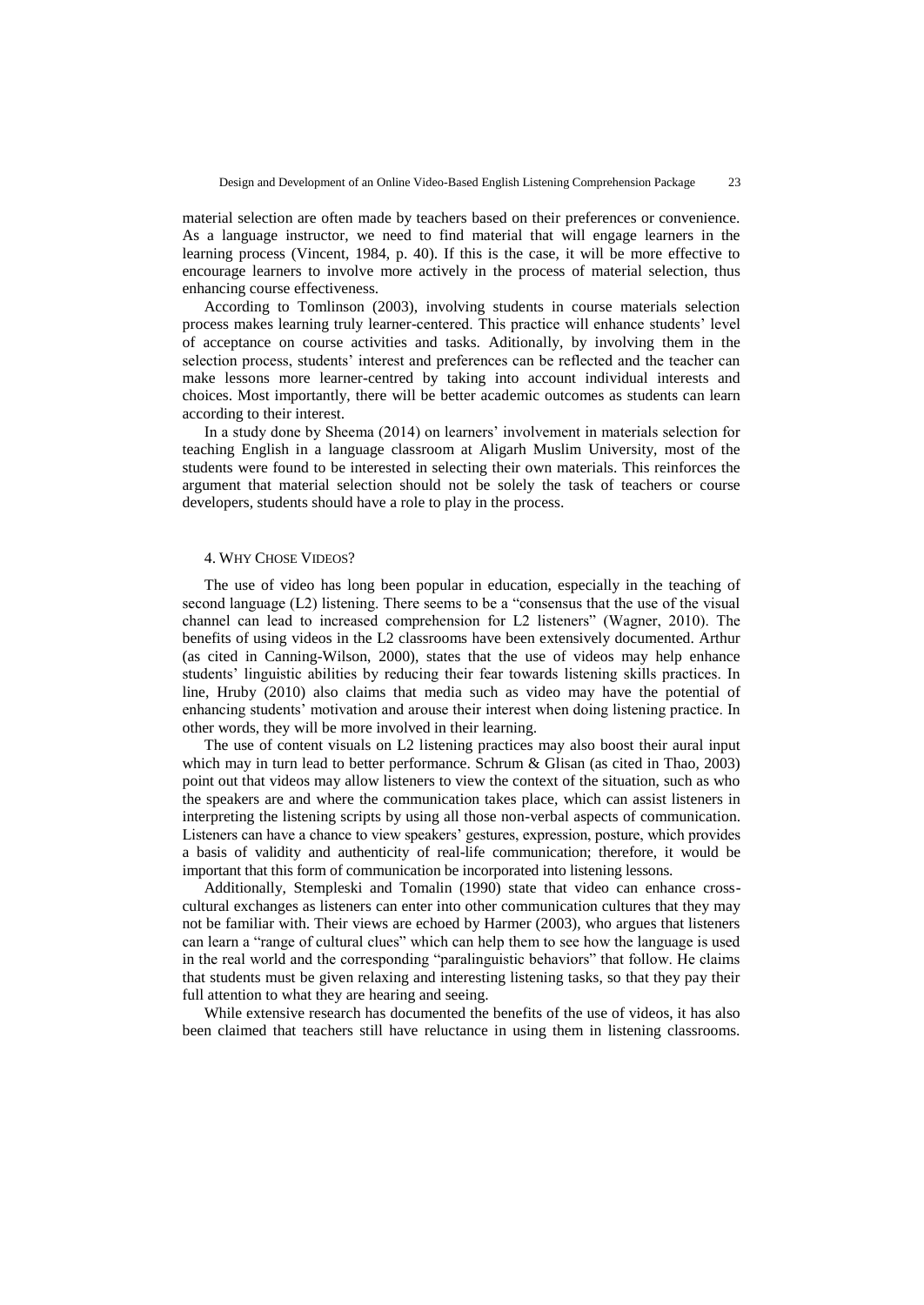material selection are often made by teachers based on their preferences or convenience. As a language instructor, we need to find material that will engage learners in the learning process (Vincent, 1984, p. 40). If this is the case, it will be more effective to encourage learners to involve more actively in the process of material selection, thus enhancing course effectiveness.

According to Tomlinson (2003), involving students in course materials selection process makes learning truly learner-centered. This practice will enhance students' level of acceptance on course activities and tasks. Aditionally, by involving them in the selection process, students' interest and preferences can be reflected and the teacher can make lessons more learner-centred by taking into account individual interests and choices. Most importantly, there will be better academic outcomes as students can learn according to their interest.

In a study done by Sheema (2014) on learners' involvement in materials selection for teaching English in a language classroom at Aligarh Muslim University, most of the students were found to be interested in selecting their own materials. This reinforces the argument that material selection should not be solely the task of teachers or course developers, students should have a role to play in the process.

## 4. Why Chose Videos?

The use of video has long been popular in education, especially in the teaching of second language (L2) listening. There seems to be a "consensus that the use of the visual channel can lead to increased comprehension for L2 listeners" (Wagner, 2010). The benefits of using videos in the L2 classrooms have been extensively documented. Arthur (as cited in Canning-Wilson, 2000), states that the use of videos may help enhance students' linguistic abilities by reducing their fear towards listening skills practices. In line, Hruby (2010) also claims that media such as video may have the potential of enhancing students' motivation and arouse their interest when doing listening practice. In other words, they will be more involved in their learning.

The use of content visuals on L2 listening practices may also boost their aural input which may in turn lead to better performance. Schrum & Glisan (as cited in Thao, 2003) point out that videos may allow listeners to view the context of the situation, such as who the speakers are and where the communication takes place, which can assist listeners in interpreting the listening scripts by using all those non-verbal aspects of communication. Listeners can have a chance to view speakers' gestures, expression, posture, which provides a basis of validity and authenticity of real-life communication; therefore, it would be important that this form of communication be incorporated into listening lessons.

Additionally, Stempleski and Tomalin (1990) state that video can enhance cross-cultural exchanges as listeners can enter into other communication cultures that they may not be familiar with. Their views are echoed by Harmer (2003), who argues that listeners can learn a "range of cultural clues" which can help them to see how the language is used in the real world and the corresponding "paralinguistic behaviors" that follow. He claims that students must be given relaxing and interesting listening tasks, so that they pay their full attention to what they are hearing and seeing.

While extensive research has documented the benefits of the use of videos, it has also been claimed that teachers still have reluctance in using them in listening classrooms.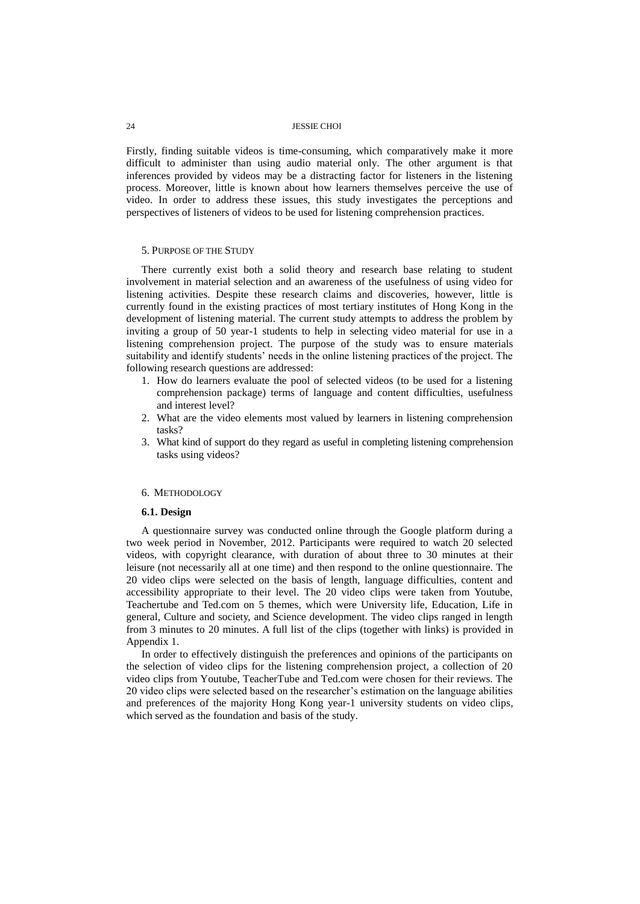Firstly, finding suitable videos is time-consuming, which comparatively make it more difficult to administer than using audio material only. The other argument is that inferences provided by videos may be a distracting factor for listeners in the listening process. Moreover, little is known about how learners themselves perceive the use of video. In order to address these issues, this study investigates the perceptions and perspectives of listeners of videos to be used for listening comprehension practices.

## 5. Purpose of the Study

There currently exist both a solid theory and research base relating to student involvement in material selection and an awareness of the usefulness of using video for listening activities. Despite these research claims and discoveries, however, little is currently found in the existing practices of most tertiary institutes of Hong Kong in the development of listening material. The current study attempts to address the problem by inviting a group of 50 year-1 students to help in selecting video material for use in a listening comprehension project. The purpose of the study was to ensure materials suitability and identify students' needs in the online listening practices of the project. The following research questions are addressed:

1. How do learners evaluate the pool of selected videos (to be used for a listening comprehension package) terms of language and content difficulties, usefulness and interest level?
2. What are the video elements most valued by learners in listening comprehension tasks?
3. What kind of support do they regard as useful in completing listening comprehension tasks using videos?

## 6. Methodology

### 6.1. Design

A questionnaire survey was conducted online through the Google platform during a two week period in November, 2012. Participants were required to watch 20 selected videos, with copyright clearance, with duration of about three to 30 minutes at their leisure (not necessarily all at one time) and then respond to the online questionnaire. The 20 video clips were selected on the basis of length, language difficulties, content and accessibility appropriate to their level. The 20 video clips were taken from Youtube, Teachertube and Ted.com on 5 themes, which were University life, Education, Life in general, Culture and society, and Science development. The video clips ranged in length from 3 minutes to 20 minutes. A full list of the clips (together with links) is provided in Appendix 1.

In order to effectively distinguish the preferences and opinions of the participants on the selection of video clips for the listening comprehension project, a collection of 20 video clips from Youtube, TeacherTube and Ted.com were chosen for their reviews. The 20 video clips were selected based on the researcher's estimation on the language abilities and preferences of the majority Hong Kong year-1 university students on video clips, which served as the foundation and basis of the study.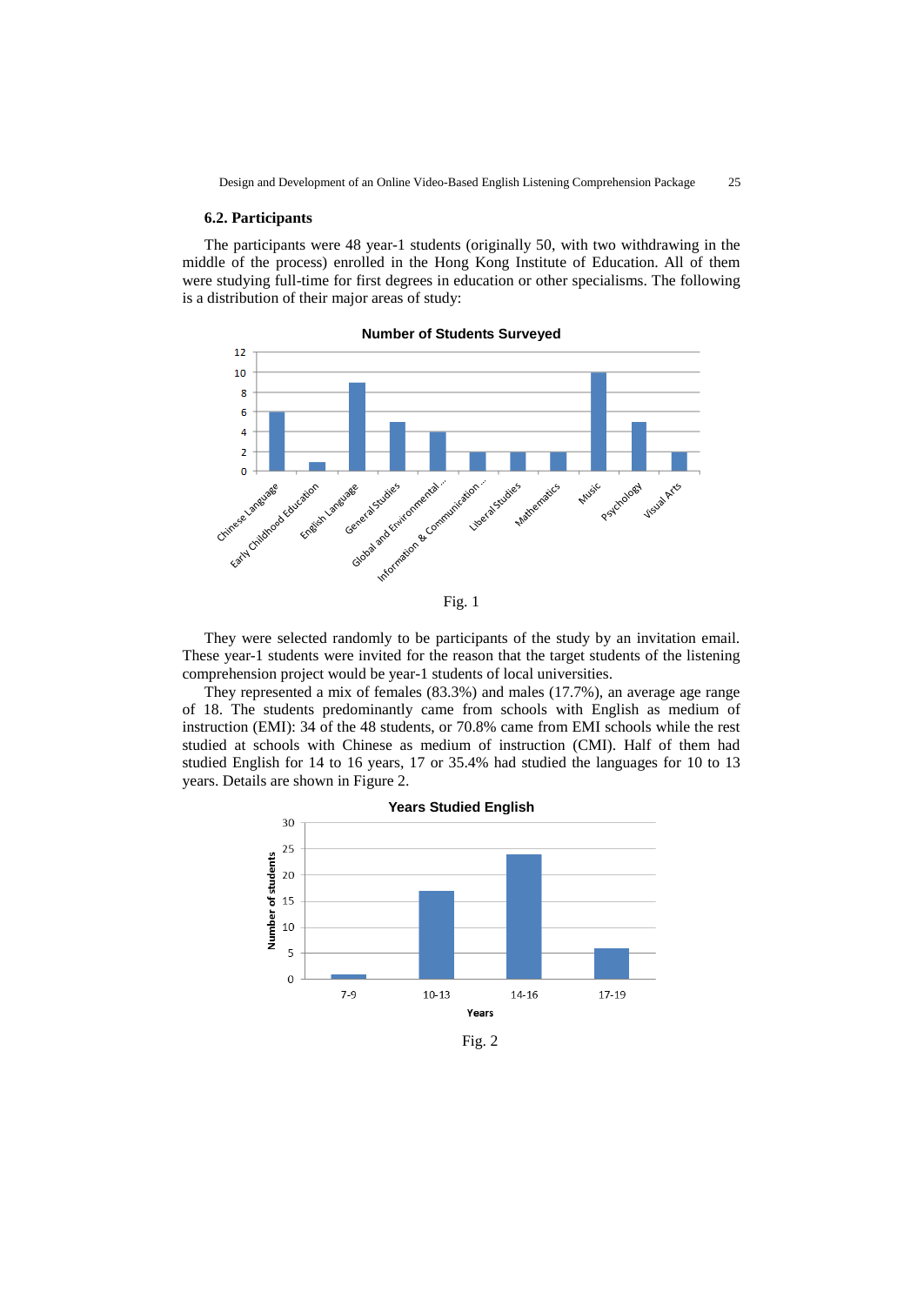### 6.2. Participants

The participants were 48 year-1 students (originally 50, with two withdrawing in the middle of the process) enrolled in the Hong Kong Institute of Education. All of them were studying full-time for first degrees in education or other specialisms. The following is a distribution of their major areas of study:

Fig. 1

They were selected randomly to be participants of the study by an invitation email. These year-1 students were invited for the reason that the target students of the listening comprehension project would be year-1 students of local universities.

They represented a mix of females (83.3%) and males (17.7%), an average age range of 18. The students predominantly came from schools with English as medium of instruction (EMI): 34 of the 48 students, or 70.8% came from EMI schools while the rest studied at schools with Chinese as medium of instruction (CMI). Half of them had studied English for 14 to 16 years, 17 or 35.4% had studied the languages for 10 to 13 years. Details are shown in Figure 2.

Fig. 2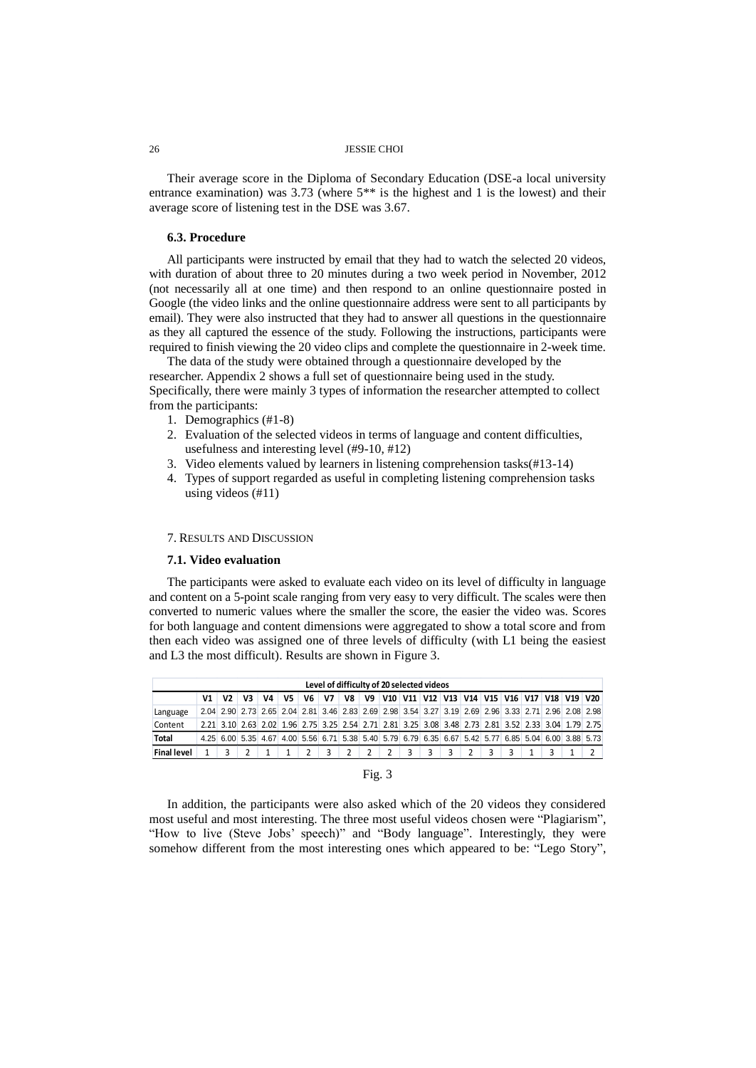Their average score in the Diploma of Secondary Education (DSE-a local university entrance examination) was 3.73 (where 5** is the highest and 1 is the lowest) and their average score of listening test in the DSE was 3.67.

### 6.3. Procedure

All participants were instructed by email that they had to watch the selected 20 videos, with duration of about three to 20 minutes during a two week period in November, 2012 (not necessarily all at one time) and then respond to an online questionnaire posted in Google (the video links and the online questionnaire address were sent to all participants by email). They were also instructed that they had to answer all questions in the questionnaire as they all captured the essence of the study. Following the instructions, participants were required to finish viewing the 20 video clips and complete the questionnaire in 2-week time.

The data of the study were obtained through a questionnaire developed by the researcher. Appendix 2 shows a full set of questionnaire being used in the study. Specifically, there were mainly 3 types of information the researcher attempted to collect from the participants:

1. Demographics (#1-8)
2. Evaluation of the selected videos in terms of language and content difficulties, usefulness and interesting level (#9-10, #12)
3. Video elements valued by learners in listening comprehension tasks(#13-14)
4. Types of support regarded as useful in completing listening comprehension tasks using videos (#11)

## 7. Results and Discussion

### 7.1. Video evaluation

The participants were asked to evaluate each video on its level of difficulty in language and content on a 5-point scale ranging from very easy to very difficult. The scales were then converted to numeric values where the smaller the score, the easier the video was. Scores for both language and content dimensions were aggregated to show a total score and from then each video was assigned one of three levels of difficulty (with L1 being the easiest and L3 the most difficult). Results are shown in Figure 3.

| Level of difficulty of 20 selected videos | | | | | | | | | | | | | | | | | | | | |
|---|---|---|---|---|---|---|---|---|---|---|---|---|---|---|---|---|---|---|---|---|
| | V1 | V2 | V3 | V4 | V5 | V6 | V7 | V8 | V9 | V10 | V11 | V12 | V13 | V14 | V15 | V16 | V17 | V18 | V19 | V20 |
| Language | 2.04 | 2.90 | 2.73 | 2.65 | 2.04 | 2.81 | 3.46 | 2.83 | 2.69 | 2.98 | 3.54 | 3.27 | 3.19 | 2.69 | 2.96 | 3.33 | 2.71 | 2.96 | 2.08 | 2.98 |
| Content | 2.21 | 3.10 | 2.63 | 2.02 | 1.96 | 2.75 | 3.25 | 2.54 | 2.71 | 2.81 | 3.25 | 3.08 | 3.48 | 2.73 | 2.81 | 3.52 | 2.33 | 3.04 | 1.79 | 2.75 |
| **Total** | 4.25 | 6.00 | 5.35 | 4.67 | 4.00 | 5.56 | 6.71 | 5.38 | 5.40 | 5.79 | 6.79 | 6.35 | 6.67 | 5.42 | 5.77 | 6.85 | 5.04 | 6.00 | 3.88 | 5.73 |
| **Final level** | 1 | 3 | 2 | 1 | 1 | 2 | 3 | 2 | 2 | 2 | 3 | 3 | 3 | 2 | 3 | 3 | 1 | 3 | 1 | 2 |

Fig. 3

In addition, the participants were also asked which of the 20 videos they considered most useful and most interesting. The three most useful videos chosen were "Plagiarism", "How to live (Steve Jobs' speech)" and "Body language". Interestingly, they were somehow different from the most interesting ones which appeared to be: "Lego Story",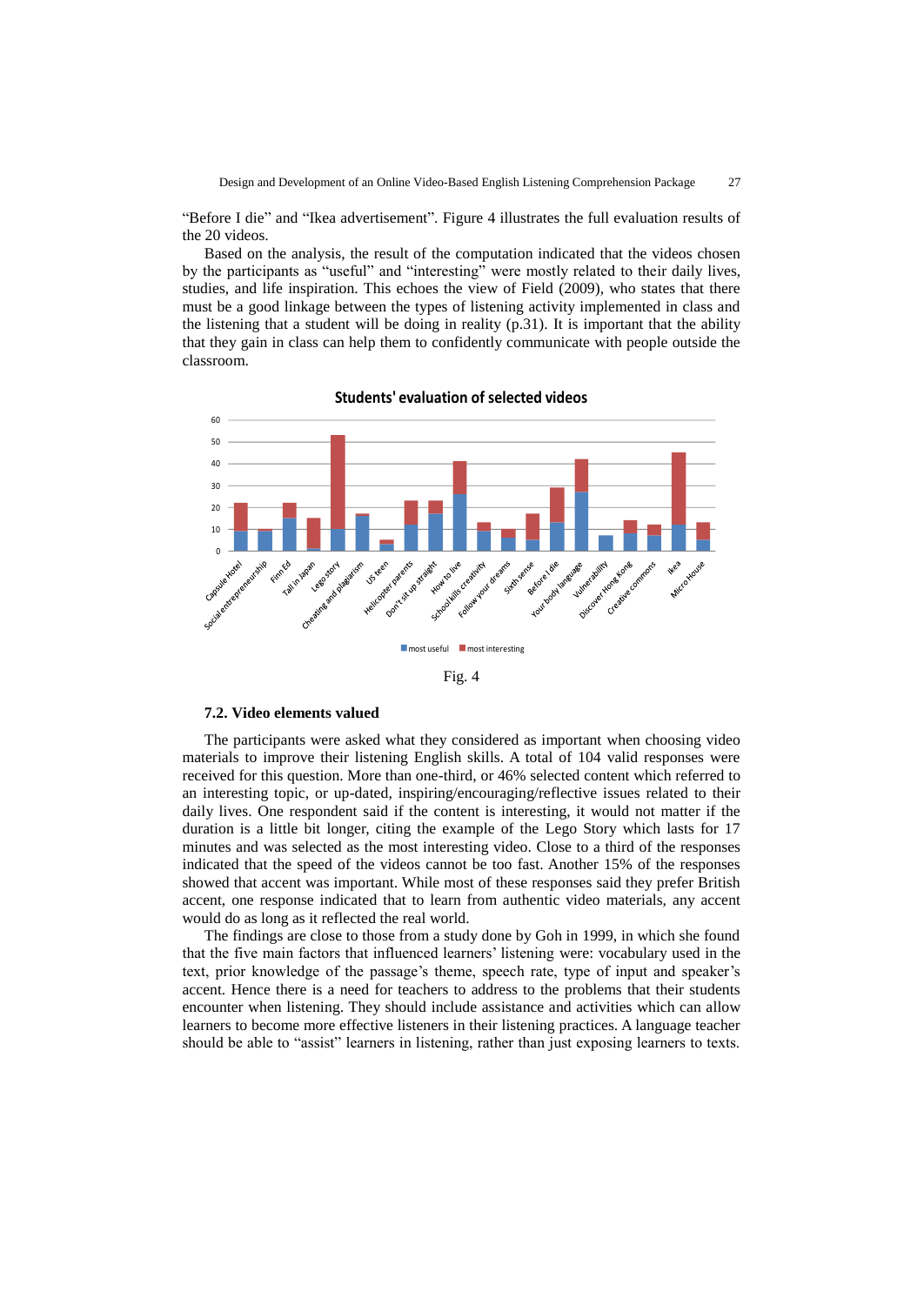"Before I die" and "Ikea advertisement". Figure 4 illustrates the full evaluation results of the 20 videos.

Based on the analysis, the result of the computation indicated that the videos chosen by the participants as "useful" and "interesting" were mostly related to their daily lives, studies, and life inspiration. This echoes the view of Field (2009), who states that there must be a good linkage between the types of listening activity implemented in class and the listening that a student will be doing in reality (p.31). It is important that the ability that they gain in class can help them to confidently communicate with people outside the classroom.

Fig. 4

### 7.2. Video elements valued

The participants were asked what they considered as important when choosing video materials to improve their listening English skills. A total of 104 valid responses were received for this question. More than one-third, or 46% selected content which referred to an interesting topic, or up-dated, inspiring/encouraging/reflective issues related to their daily lives. One respondent said if the content is interesting, it would not matter if the duration is a little bit longer, citing the example of the Lego Story which lasts for 17 minutes and was selected as the most interesting video. Close to a third of the responses indicated that the speed of the videos cannot be too fast. Another 15% of the responses showed that accent was important. While most of these responses said they prefer British accent, one response indicated that to learn from authentic video materials, any accent would do as long as it reflected the real world.

The findings are close to those from a study done by Goh in 1999, in which she found that the five main factors that influenced learners' listening were: vocabulary used in the text, prior knowledge of the passage's theme, speech rate, type of input and speaker's accent. Hence there is a need for teachers to address to the problems that their students encounter when listening. They should include assistance and activities which can allow learners to become more effective listeners in their listening practices. A language teacher should be able to "assist" learners in listening, rather than just exposing learners to texts.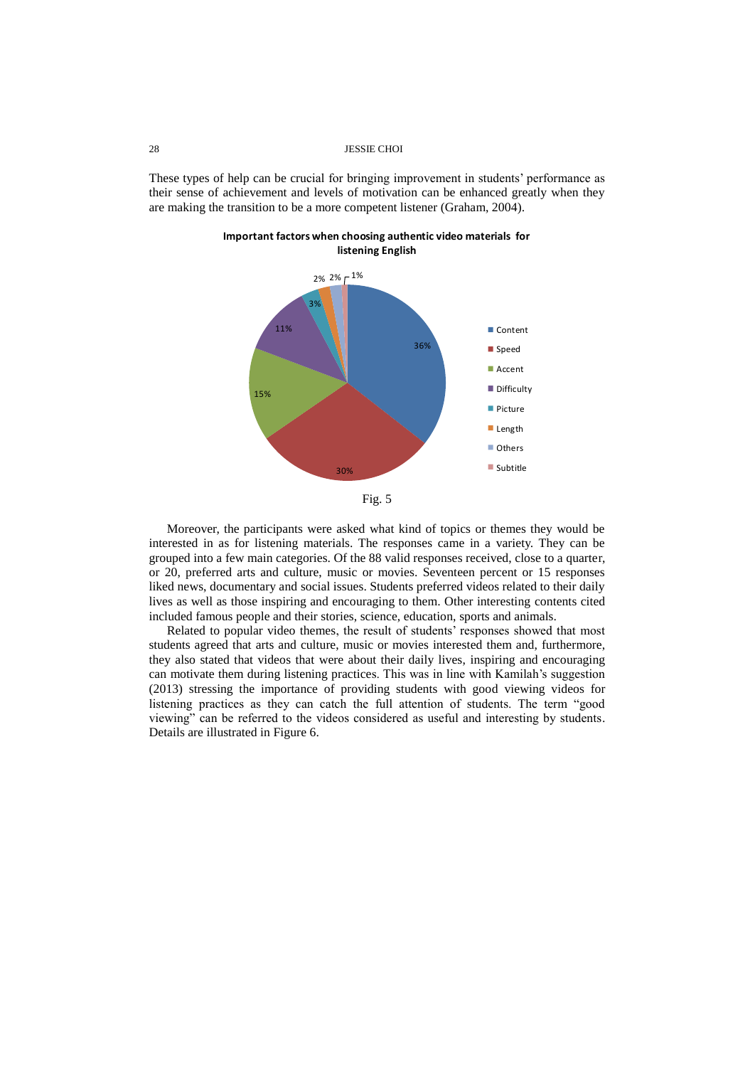These types of help can be crucial for bringing improvement in students' performance as their sense of achievement and levels of motivation can be enhanced greatly when they are making the transition to be a more competent listener (Graham, 2004).

**Important factors when choosing authentic video materials for listening English**

| Factor | Percentage |
|---|---|
| Content | 36% |
| Speed | 30% |
| Accent | 15% |
| Difficulty | 11% |
| Picture | 3% |
| Length | 2% |
| Others | 2% |
| Subtitle | 1% |

Fig. 5

Moreover, the participants were asked what kind of topics or themes they would be interested in as for listening materials. The responses came in a variety. They can be grouped into a few main categories. Of the 88 valid responses received, close to a quarter, or 20, preferred arts and culture, music or movies. Seventeen percent or 15 responses liked news, documentary and social issues. Students preferred videos related to their daily lives as well as those inspiring and encouraging to them. Other interesting contents cited included famous people and their stories, science, education, sports and animals.

Related to popular video themes, the result of students' responses showed that most students agreed that arts and culture, music or movies interested them and, furthermore, they also stated that videos that were about their daily lives, inspiring and encouraging can motivate them during listening practices. This was in line with Kamilah's suggestion (2013) stressing the importance of providing students with good viewing videos for listening practices as they can catch the full attention of students. The term "good viewing" can be referred to the videos considered as useful and interesting by students. Details are illustrated in Figure 6.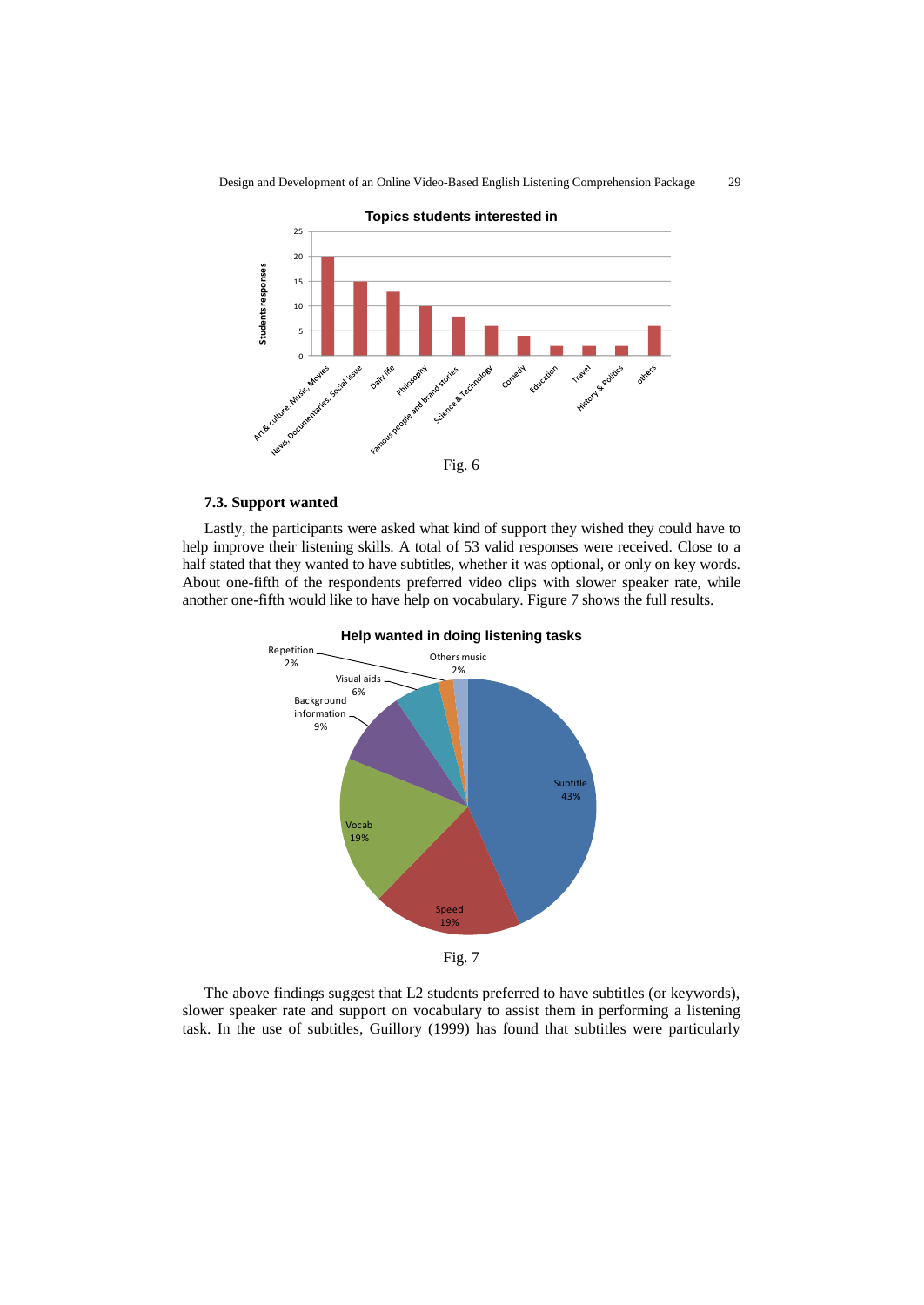Fig. 6

### 7.3. Support wanted

Lastly, the participants were asked what kind of support they wished they could have to help improve their listening skills. A total of 53 valid responses were received. Close to a half stated that they wanted to have subtitles, whether it was optional, or only on key words. About one-fifth of the respondents preferred video clips with slower speaker rate, while another one-fifth would like to have help on vocabulary. Figure 7 shows the full results.

Fig. 7

The above findings suggest that L2 students preferred to have subtitles (or keywords), slower speaker rate and support on vocabulary to assist them in performing a listening task. In the use of subtitles, Guillory (1999) has found that subtitles were particularly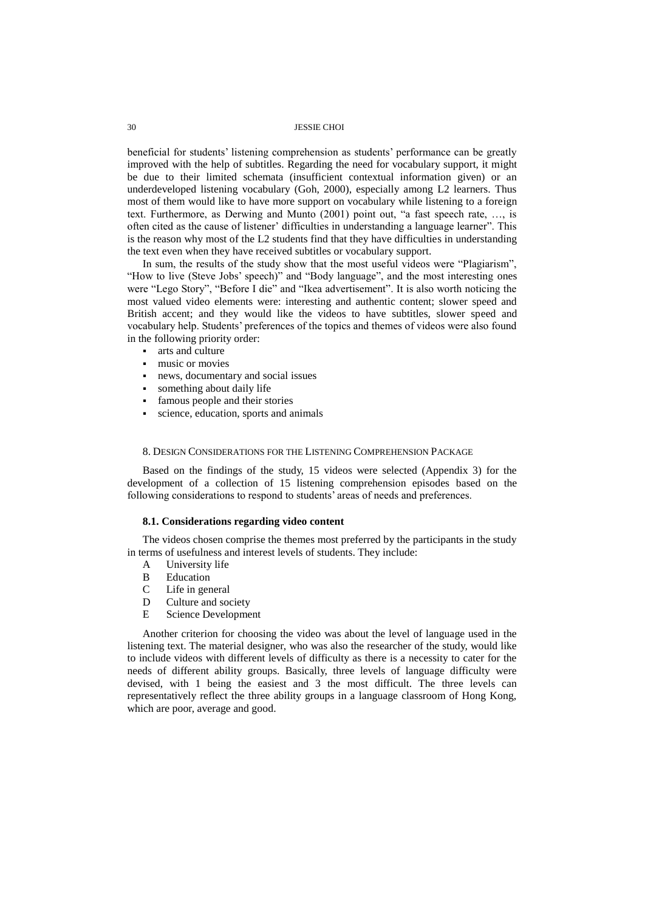beneficial for students' listening comprehension as students' performance can be greatly improved with the help of subtitles. Regarding the need for vocabulary support, it might be due to their limited schemata (insufficient contextual information given) or an underdeveloped listening vocabulary (Goh, 2000), especially among L2 learners. Thus most of them would like to have more support on vocabulary while listening to a foreign text. Furthermore, as Derwing and Munto (2001) point out, "a fast speech rate, …, is often cited as the cause of listener' difficulties in understanding a language learner". This is the reason why most of the L2 students find that they have difficulties in understanding the text even when they have received subtitles or vocabulary support.

In sum, the results of the study show that the most useful videos were "Plagiarism", "How to live (Steve Jobs' speech)" and "Body language", and the most interesting ones were "Lego Story", "Before I die" and "Ikea advertisement". It is also worth noticing the most valued video elements were: interesting and authentic content; slower speed and British accent; and they would like the videos to have subtitles, slower speed and vocabulary help. Students' preferences of the topics and themes of videos were also found in the following priority order:

- arts and culture
- music or movies
- news, documentary and social issues
- something about daily life
- famous people and their stories
- science, education, sports and animals

## 8. Design Considerations for the Listening Comprehension Package

Based on the findings of the study, 15 videos were selected (Appendix 3) for the development of a collection of 15 listening comprehension episodes based on the following considerations to respond to students' areas of needs and preferences.

### 8.1. Considerations regarding video content

The videos chosen comprise the themes most preferred by the participants in the study in terms of usefulness and interest levels of students. They include:

A University life
B Education
C Life in general
D Culture and society
E Science Development

Another criterion for choosing the video was about the level of language used in the listening text. The material designer, who was also the researcher of the study, would like to include videos with different levels of difficulty as there is a necessity to cater for the needs of different ability groups. Basically, three levels of language difficulty were devised, with 1 being the easiest and 3 the most difficult. The three levels can representatively reflect the three ability groups in a language classroom of Hong Kong, which are poor, average and good.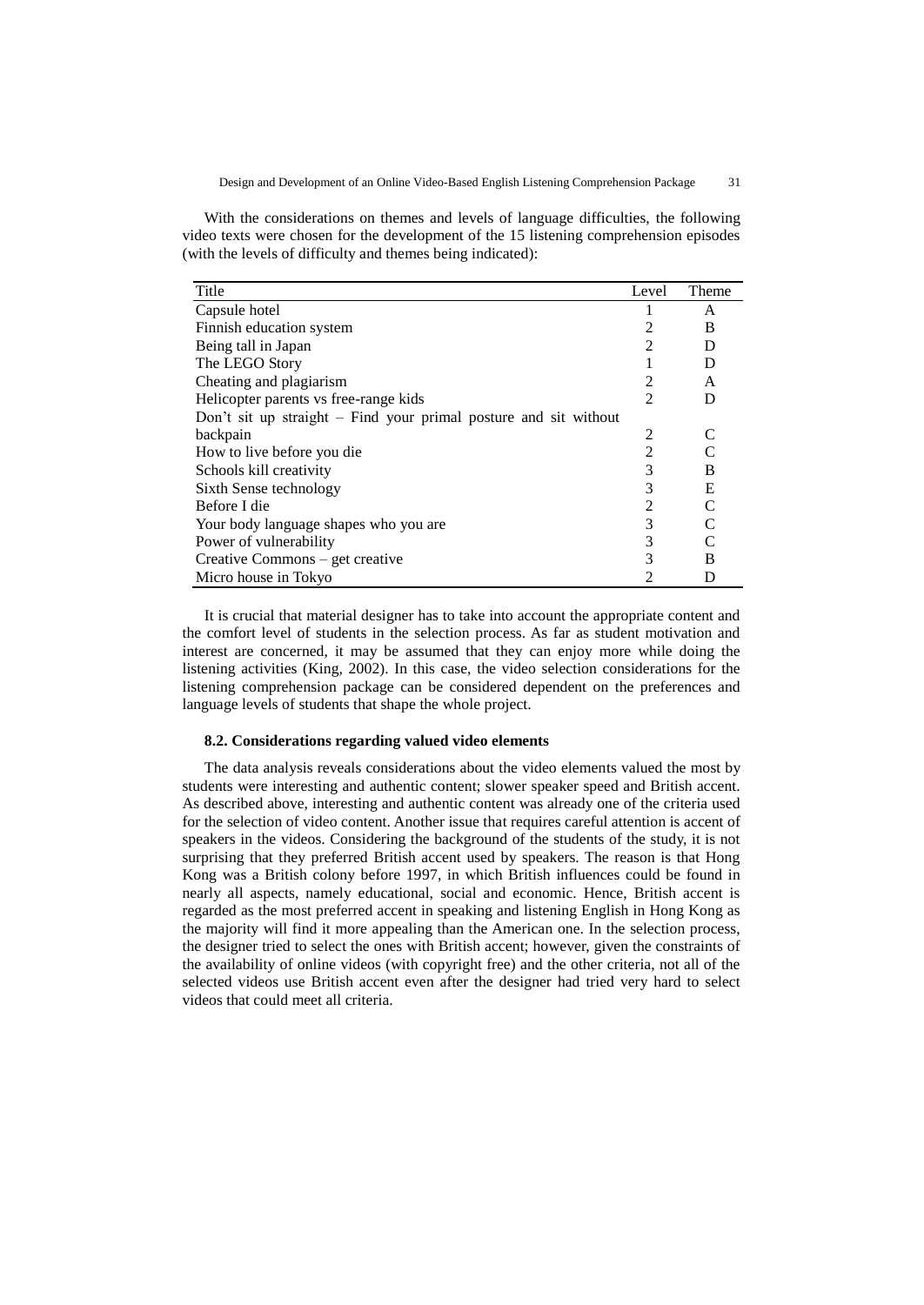With the considerations on themes and levels of language difficulties, the following video texts were chosen for the development of the 15 listening comprehension episodes (with the levels of difficulty and themes being indicated):

| Title | Level | Theme |
|---|---|---|
| Capsule hotel | 1 | A |
| Finnish education system | 2 | B |
| Being tall in Japan | 2 | D |
| The LEGO Story | 1 | D |
| Cheating and plagiarism | 2 | A |
| Helicopter parents vs free-range kids | 2 | D |
| Don't sit up straight – Find your primal posture and sit without backpain | 2 | C |
| How to live before you die | 2 | C |
| Schools kill creativity | 3 | B |
| Sixth Sense technology | 3 | E |
| Before I die | 2 | C |
| Your body language shapes who you are | 3 | C |
| Power of vulnerability | 3 | C |
| Creative Commons – get creative | 3 | B |
| Micro house in Tokyo | 2 | D |

It is crucial that material designer has to take into account the appropriate content and the comfort level of students in the selection process. As far as student motivation and interest are concerned, it may be assumed that they can enjoy more while doing the listening activities (King, 2002). In this case, the video selection considerations for the listening comprehension package can be considered dependent on the preferences and language levels of students that shape the whole project.

### 8.2. Considerations regarding valued video elements

The data analysis reveals considerations about the video elements valued the most by students were interesting and authentic content; slower speaker speed and British accent. As described above, interesting and authentic content was already one of the criteria used for the selection of video content. Another issue that requires careful attention is accent of speakers in the videos. Considering the background of the students of the study, it is not surprising that they preferred British accent used by speakers. The reason is that Hong Kong was a British colony before 1997, in which British influences could be found in nearly all aspects, namely educational, social and economic. Hence, British accent is regarded as the most preferred accent in speaking and listening English in Hong Kong as the majority will find it more appealing than the American one. In the selection process, the designer tried to select the ones with British accent; however, given the constraints of the availability of online videos (with copyright free) and the other criteria, not all of the selected videos use British accent even after the designer had tried very hard to select videos that could meet all criteria.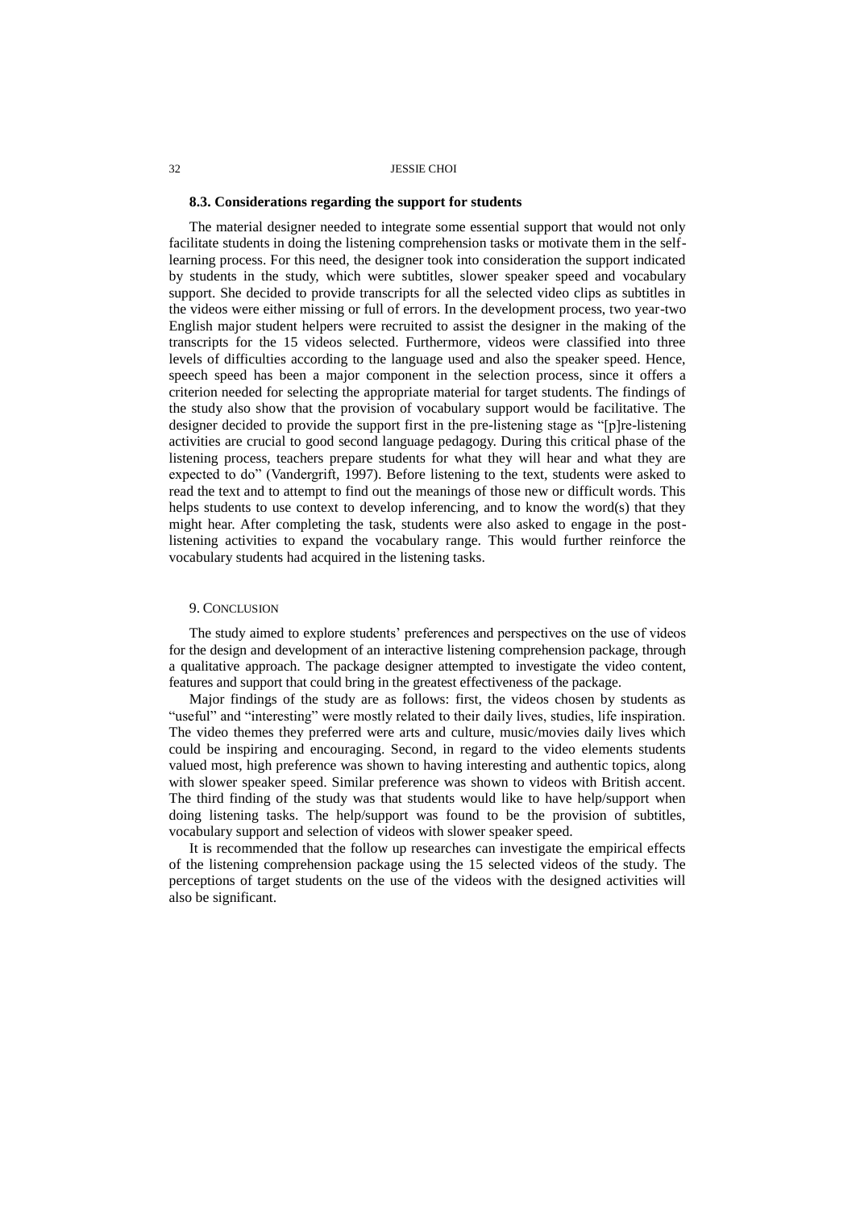### 8.3. Considerations regarding the support for students

The material designer needed to integrate some essential support that would not only facilitate students in doing the listening comprehension tasks or motivate them in the self-learning process. For this need, the designer took into consideration the support indicated by students in the study, which were subtitles, slower speaker speed and vocabulary support. She decided to provide transcripts for all the selected video clips as subtitles in the videos were either missing or full of errors. In the development process, two year-two English major student helpers were recruited to assist the designer in the making of the transcripts for the 15 videos selected. Furthermore, videos were classified into three levels of difficulties according to the language used and also the speaker speed. Hence, speech speed has been a major component in the selection process, since it offers a criterion needed for selecting the appropriate material for target students. The findings of the study also show that the provision of vocabulary support would be facilitative. The designer decided to provide the support first in the pre-listening stage as "[p]re-listening activities are crucial to good second language pedagogy. During this critical phase of the listening process, teachers prepare students for what they will hear and what they are expected to do" (Vandergrift, 1997). Before listening to the text, students were asked to read the text and to attempt to find out the meanings of those new or difficult words. This helps students to use context to develop inferencing, and to know the word(s) that they might hear. After completing the task, students were also asked to engage in the post-listening activities to expand the vocabulary range. This would further reinforce the vocabulary students had acquired in the listening tasks.

## 9. Conclusion

The study aimed to explore students' preferences and perspectives on the use of videos for the design and development of an interactive listening comprehension package, through a qualitative approach. The package designer attempted to investigate the video content, features and support that could bring in the greatest effectiveness of the package.

Major findings of the study are as follows: first, the videos chosen by students as "useful" and "interesting" were mostly related to their daily lives, studies, life inspiration. The video themes they preferred were arts and culture, music/movies daily lives which could be inspiring and encouraging. Second, in regard to the video elements students valued most, high preference was shown to having interesting and authentic topics, along with slower speaker speed. Similar preference was shown to videos with British accent. The third finding of the study was that students would like to have help/support when doing listening tasks. The help/support was found to be the provision of subtitles, vocabulary support and selection of videos with slower speaker speed.

It is recommended that the follow up researches can investigate the empirical effects of the listening comprehension package using the 15 selected videos of the study. The perceptions of target students on the use of the videos with the designed activities will also be significant.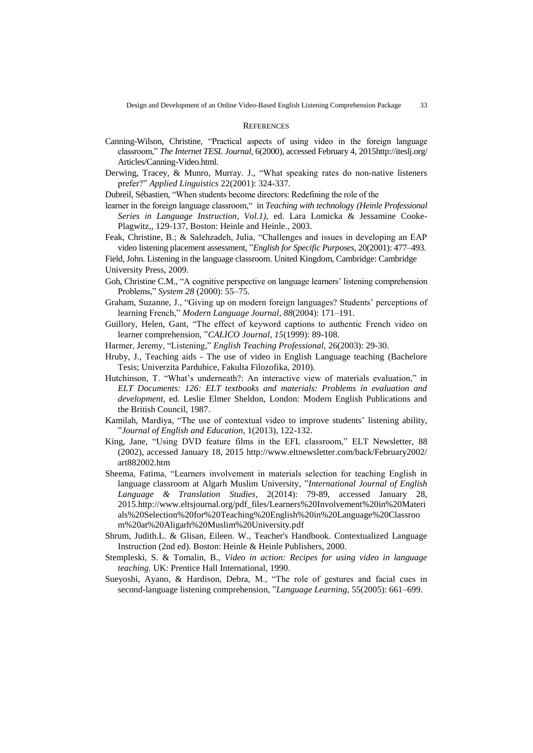## REFERENCES

Canning-Wilson, Christine, "Practical aspects of using video in the foreign language classroom," *The Internet TESL Journal*, 6(2000), accessed February 4, 2015http://iteslj.org/Articles/Canning-Video.html.

Derwing, Tracey, & Munro, Murray. J., "What speaking rates do non-native listeners prefer?" *Applied Linguistics* 22(2001): 324-337.

Dubreil, Sébastien, "When students become directors: Redefining the role of the learner in the foreign language classroom," in *Teaching with technology (Heinle Professional Series in Language Instruction, Vol.1)*, ed. Lara Lomicka & Jessamine Cooke-Plagwitz,, 129-137, Boston: Heinle and Heinle., 2003.

Feak, Christine, B.; & Salehzadeh, Julia, "Challenges and issues in developing an EAP video listening placement assessment, "*English for Specific Purposes,* 20(2001): 477–493.

Field, John. Listening in the language classroom. United Kingdom, Cambridge: Cambridge University Press, 2009.

Goh, Christine C.M., "A cognitive perspective on language learners' listening comprehension Problems," *System 28* (2000): 55–75.

Graham, Suzanne, J., "Giving up on modern foreign languages? Students' perceptions of learning French," *Modern Language Journal, 88*(2004): 171–191.

Guillory, Helen, Gant, "The effect of keyword captions to authentic French video on learner comprehension, "*CALICO Journal, 15*(1999): 89-108.

Harmer, Jeremy, "Listening," *English Teaching Professional,* 26(2003): 29-30.

Hruby, J., Teaching aids - The use of video in English Language teaching (Bachelore Tesis; Univerzita Pardubice, Fakulta Filozofika, 2010).

Hutchinson, T. "What's underneath?: An interactive view of materials evaluation," in *ELT Documents: 126: ELT textbooks and materials: Problems in evaluation and development*, ed. Leslie Elmer Sheldon, London: Modern English Publications and the British Council, 1987.

Kamilah, Mardiya, "The use of contextual video to improve students' listening ability, "*Journal of English and Education,* 1(2013), 122-132.

King, Jane, "Using DVD feature films in the EFL classroom," ELT Newsletter, 88 (2002), accessed January 18, 2015 http://www.eltnewsletter.com/back/February2002/art882002.htm

Sheema, Fatima, "Learners involvement in materials selection for teaching English in language classroom at Algarh Muslim University, "*International Journal of English Language & Translation Studies*, 2(2014): 79-89, accessed January 28, 2015.http://www.eltsjournal.org/pdf_files/Learners%20Involvement%20in%20Materials%20Selection%20for%20Teaching%20English%20in%20Language%20Classroom%20at%20Aligarh%20Muslim%20University.pdf

Shrum, Judith.L. & Glisan, Eileen. W., Teacher's Handbook. Contextualized Language Instruction (2nd ed). Boston: Heinle & Heinle Publishers, 2000.

Stempleski, S. & Tomalin, B., *Video in action: Recipes for using video in language teaching.* UK: Prentice Hall International, 1990.

Sueyoshi, Ayano, & Hardison, Debra, M., "The role of gestures and facial cues in second-language listening comprehension, "*Language Learning,* 55(2005): 661–699.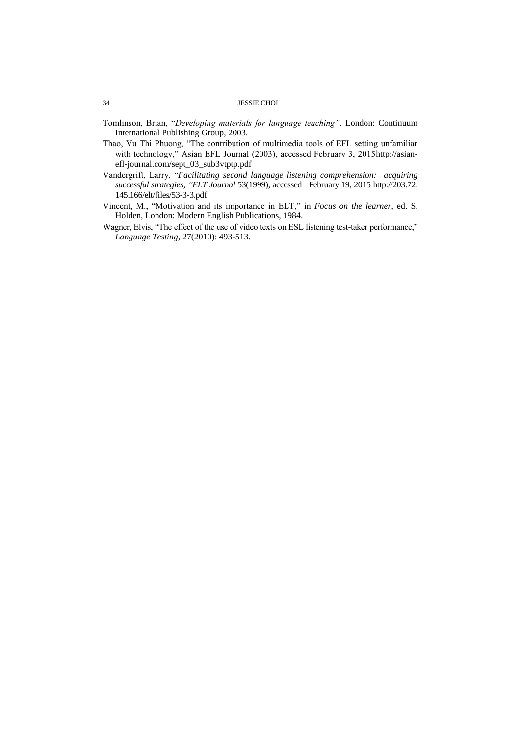Tomlinson, Brian, "*Developing materials for language teaching"*. London: Continuum International Publishing Group, 2003.

Thao, Vu Thi Phuong, "The contribution of multimedia tools of EFL setting unfamiliar with technology," Asian EFL Journal (2003), accessed February 3, 2015http://asian-efl-journal.com/sept_03_sub3vtptp.pdf

Vandergrift, Larry, "*Facilitating second language listening comprehension: acquiring successful strategies, "ELT Journal* 53(1999), accessed February 19, 2015 http://203.72.145.166/elt/files/53-3-3.pdf

Vincent, M., "Motivation and its importance in ELT," in *Focus on the learner,* ed. S. Holden, London: Modern English Publications, 1984.

Wagner, Elvis, "The effect of the use of video texts on ESL listening test-taker performance," *Language Testing*, 27(2010): 493-513.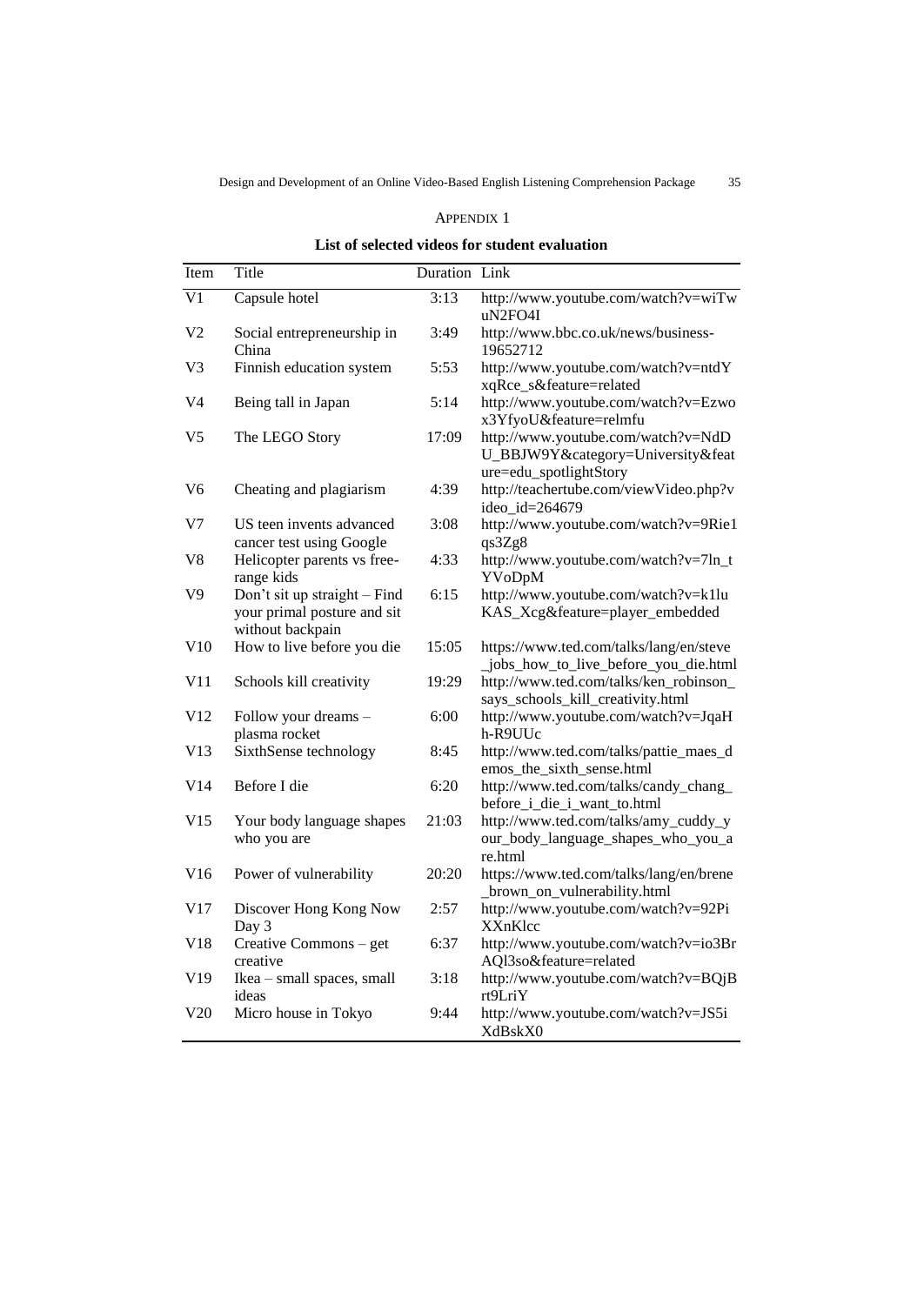# APPENDIX 1

## List of selected videos for student evaluation

| Item | Title | Duration | Link |
|---|---|---|---|
| V1 | Capsule hotel | 3:13 | http://www.youtube.com/watch?v=wiTwuN2FO4I |
| V2 | Social entrepreneurship in China | 3:49 | http://www.bbc.co.uk/news/business-19652712 |
| V3 | Finnish education system | 5:53 | http://www.youtube.com/watch?v=ntdYxqRce_s&feature=related |
| V4 | Being tall in Japan | 5:14 | http://www.youtube.com/watch?v=Ezwox3YfyoU&feature=relmfu |
| V5 | The LEGO Story | 17:09 | http://www.youtube.com/watch?v=NdDU_BBJW9Y&category=University&feature=edu_spotlightStory |
| V6 | Cheating and plagiarism | 4:39 | http://teachertube.com/viewVideo.php?video_id=264679 |
| V7 | US teen invents advanced cancer test using Google | 3:08 | http://www.youtube.com/watch?v=9Rie1qs3Zg8 |
| V8 | Helicopter parents vs free-range kids | 4:33 | http://www.youtube.com/watch?v=7ln_tYVoDpM |
| V9 | Don't sit up straight – Find your primal posture and sit without backpain | 6:15 | http://www.youtube.com/watch?v=k1luKAS_Xcg&feature=player_embedded |
| V10 | How to live before you die | 15:05 | https://www.ted.com/talks/lang/en/steve_jobs_how_to_live_before_you_die.html |
| V11 | Schools kill creativity | 19:29 | http://www.ted.com/talks/ken_robinson_says_schools_kill_creativity.html |
| V12 | Follow your dreams – plasma rocket | 6:00 | http://www.youtube.com/watch?v=JqaHh-R9UUc |
| V13 | SixthSense technology | 8:45 | http://www.ted.com/talks/pattie_maes_demos_the_sixth_sense.html |
| V14 | Before I die | 6:20 | http://www.ted.com/talks/candy_chang_before_i_die_i_want_to.html |
| V15 | Your body language shapes who you are | 21:03 | http://www.ted.com/talks/amy_cuddy_your_body_language_shapes_who_you_are.html |
| V16 | Power of vulnerability | 20:20 | https://www.ted.com/talks/lang/en/brene_brown_on_vulnerability.html |
| V17 | Discover Hong Kong Now Day 3 | 2:57 | http://www.youtube.com/watch?v=92PiXXnKlcc |
| V18 | Creative Commons – get creative | 6:37 | http://www.youtube.com/watch?v=io3BrAQl3so&feature=related |
| V19 | Ikea – small spaces, small ideas | 3:18 | http://www.youtube.com/watch?v=BQjBrt9LriY |
| V20 | Micro house in Tokyo | 9:44 | http://www.youtube.com/watch?v=JS5iXdBskX0 |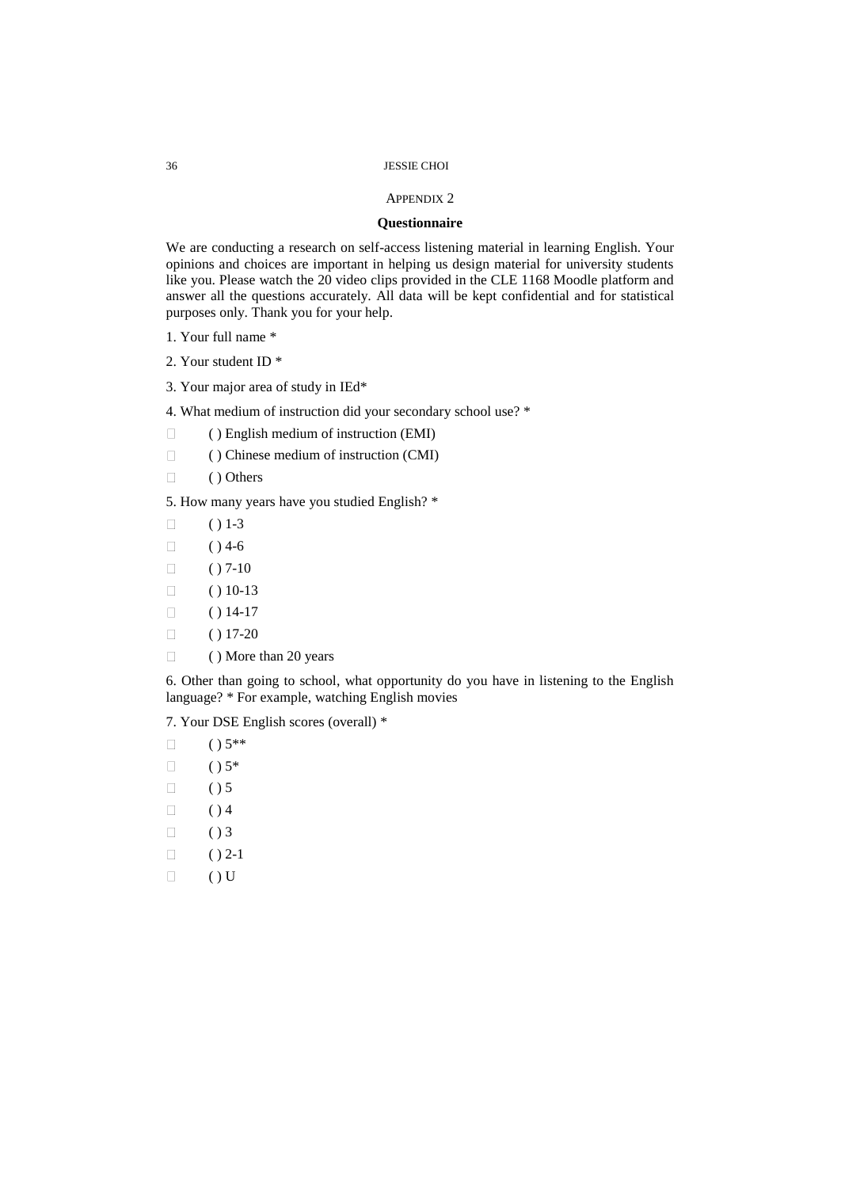## Appendix 2

### Questionnaire

We are conducting a research on self-access listening material in learning English. Your opinions and choices are important in helping us design material for university students like you. Please watch the 20 video clips provided in the CLE 1168 Moodle platform and answer all the questions accurately. All data will be kept confidential and for statistical purposes only. Thank you for your help.

1. Your full name *

2. Your student ID *

3. Your major area of study in IEd*

4. What medium of instruction did your secondary school use? *

- ( ) English medium of instruction (EMI)
- ( ) Chinese medium of instruction (CMI)
- ( ) Others

5. How many years have you studied English? *

- ( ) 1-3
- ( ) 4-6
- ( ) 7-10
- ( ) 10-13
- ( ) 14-17
- ( ) 17-20
- ( ) More than 20 years

6. Other than going to school, what opportunity do you have in listening to the English language? * For example, watching English movies

7. Your DSE English scores (overall) *

- ( ) 5**
- ( ) 5*
- ( ) 5
- ( ) 4
- ( ) 3
- ( ) 2-1
- ( ) U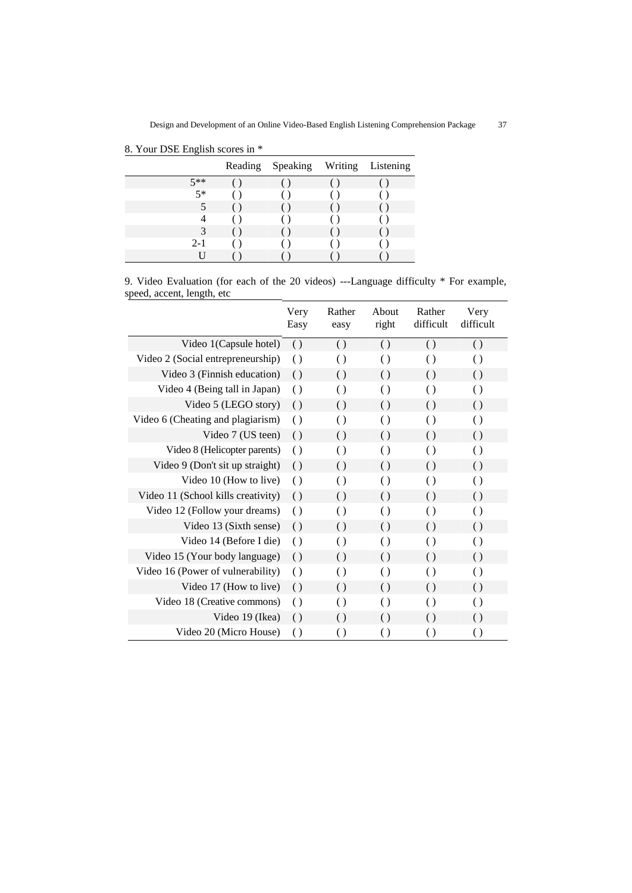8. Your DSE English scores in *

| | Reading | Speaking | Writing | Listening |
|---|---|---|---|---|
| 5** | ( ) | ( ) | ( ) | ( ) |
| 5* | ( ) | ( ) | ( ) | ( ) |
| 5 | ( ) | ( ) | ( ) | ( ) |
| 4 | ( ) | ( ) | ( ) | ( ) |
| 3 | ( ) | ( ) | ( ) | ( ) |
| 2-1 | ( ) | ( ) | ( ) | ( ) |
| U | ( ) | ( ) | ( ) | ( ) |

9. Video Evaluation (for each of the 20 videos) ---Language difficulty * For example, speed, accent, length, etc

| | Very Easy | Rather easy | About right | Rather difficult | Very difficult |
|---|---|---|---|---|---|
| Video 1(Capsule hotel) | ( ) | ( ) | ( ) | ( ) | ( ) |
| Video 2 (Social entrepreneurship) | ( ) | ( ) | ( ) | ( ) | ( ) |
| Video 3 (Finnish education) | ( ) | ( ) | ( ) | ( ) | ( ) |
| Video 4 (Being tall in Japan) | ( ) | ( ) | ( ) | ( ) | ( ) |
| Video 5 (LEGO story) | ( ) | ( ) | ( ) | ( ) | ( ) |
| Video 6 (Cheating and plagiarism) | ( ) | ( ) | ( ) | ( ) | ( ) |
| Video 7 (US teen) | ( ) | ( ) | ( ) | ( ) | ( ) |
| Video 8 (Helicopter parents) | ( ) | ( ) | ( ) | ( ) | ( ) |
| Video 9 (Don't sit up straight) | ( ) | ( ) | ( ) | ( ) | ( ) |
| Video 10 (How to live) | ( ) | ( ) | ( ) | ( ) | ( ) |
| Video 11 (School kills creativity) | ( ) | ( ) | ( ) | ( ) | ( ) |
| Video 12 (Follow your dreams) | ( ) | ( ) | ( ) | ( ) | ( ) |
| Video 13 (Sixth sense) | ( ) | ( ) | ( ) | ( ) | ( ) |
| Video 14 (Before I die) | ( ) | ( ) | ( ) | ( ) | ( ) |
| Video 15 (Your body language) | ( ) | ( ) | ( ) | ( ) | ( ) |
| Video 16 (Power of vulnerability) | ( ) | ( ) | ( ) | ( ) | ( ) |
| Video 17 (How to live) | ( ) | ( ) | ( ) | ( ) | ( ) |
| Video 18 (Creative commons) | ( ) | ( ) | ( ) | ( ) | ( ) |
| Video 19 (Ikea) | ( ) | ( ) | ( ) | ( ) | ( ) |
| Video 20 (Micro House) | ( ) | ( ) | ( ) | ( ) | ( ) |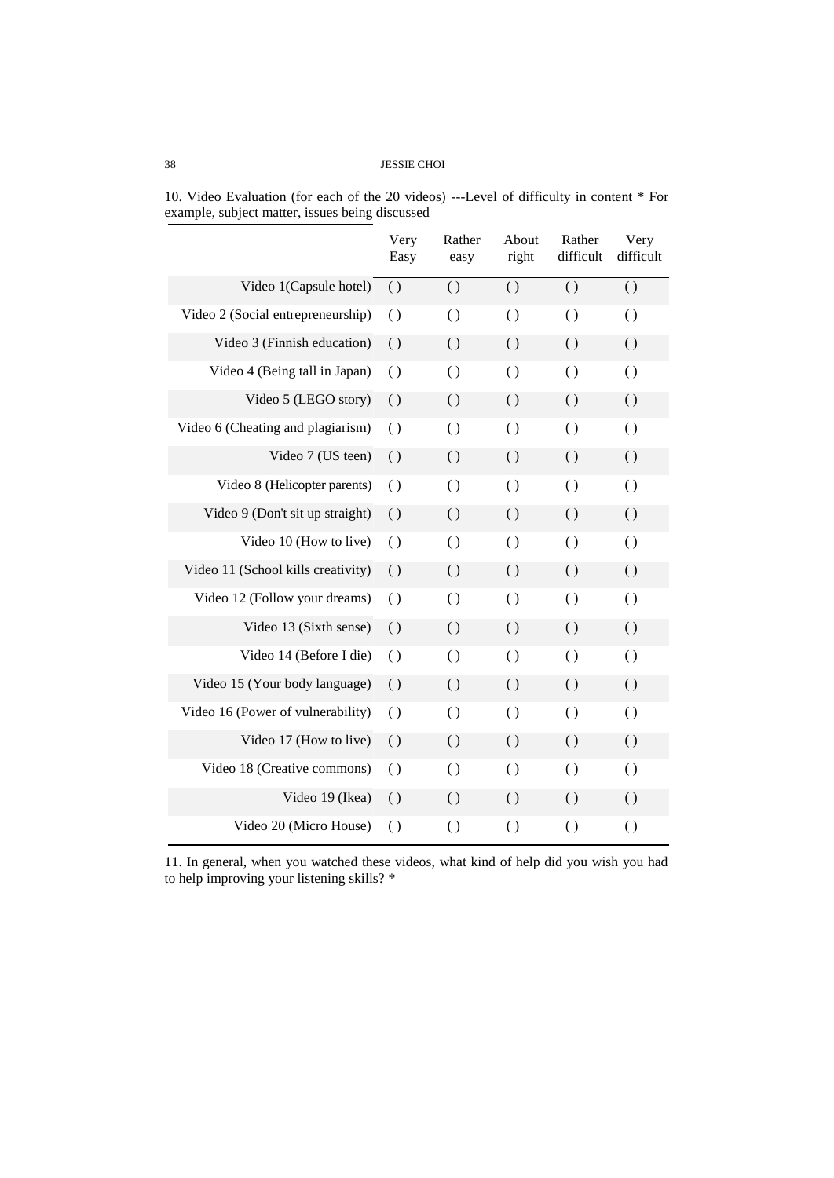10. Video Evaluation (for each of the 20 videos) ---Level of difficulty in content * For example, subject matter, issues being discussed

| | Very Easy | Rather easy | About right | Rather difficult | Very difficult |
|---|---|---|---|---|---|
| Video 1(Capsule hotel) | ( ) | ( ) | ( ) | ( ) | ( ) |
| Video 2 (Social entrepreneurship) | ( ) | ( ) | ( ) | ( ) | ( ) |
| Video 3 (Finnish education) | ( ) | ( ) | ( ) | ( ) | ( ) |
| Video 4 (Being tall in Japan) | ( ) | ( ) | ( ) | ( ) | ( ) |
| Video 5 (LEGO story) | ( ) | ( ) | ( ) | ( ) | ( ) |
| Video 6 (Cheating and plagiarism) | ( ) | ( ) | ( ) | ( ) | ( ) |
| Video 7 (US teen) | ( ) | ( ) | ( ) | ( ) | ( ) |
| Video 8 (Helicopter parents) | ( ) | ( ) | ( ) | ( ) | ( ) |
| Video 9 (Don't sit up straight) | ( ) | ( ) | ( ) | ( ) | ( ) |
| Video 10 (How to live) | ( ) | ( ) | ( ) | ( ) | ( ) |
| Video 11 (School kills creativity) | ( ) | ( ) | ( ) | ( ) | ( ) |
| Video 12 (Follow your dreams) | ( ) | ( ) | ( ) | ( ) | ( ) |
| Video 13 (Sixth sense) | ( ) | ( ) | ( ) | ( ) | ( ) |
| Video 14 (Before I die) | ( ) | ( ) | ( ) | ( ) | ( ) |
| Video 15 (Your body language) | ( ) | ( ) | ( ) | ( ) | ( ) |
| Video 16 (Power of vulnerability) | ( ) | ( ) | ( ) | ( ) | ( ) |
| Video 17 (How to live) | ( ) | ( ) | ( ) | ( ) | ( ) |
| Video 18 (Creative commons) | ( ) | ( ) | ( ) | ( ) | ( ) |
| Video 19 (Ikea) | ( ) | ( ) | ( ) | ( ) | ( ) |
| Video 20 (Micro House) | ( ) | ( ) | ( ) | ( ) | ( ) |

11. In general, when you watched these videos, what kind of help did you wish you had to help improving your listening skills? *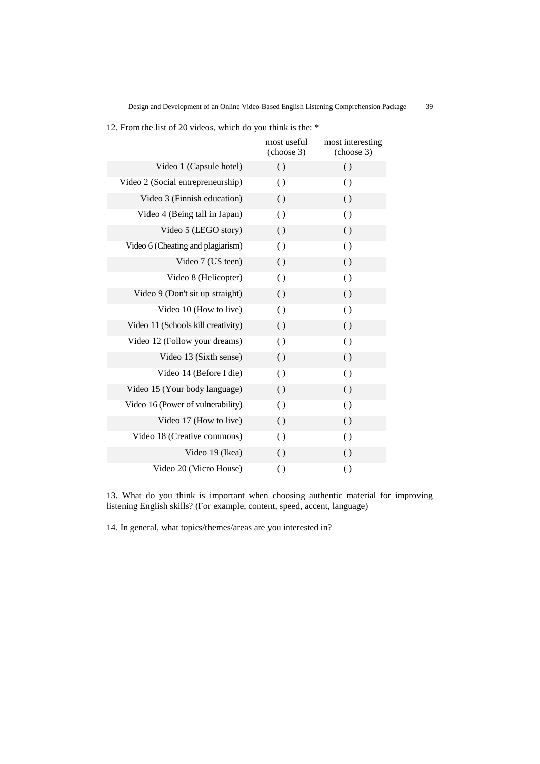12. From the list of 20 videos, which do you think is the: *

| | most useful (choose 3) | most interesting (choose 3) |
|---|---|---|
| Video 1 (Capsule hotel) | ( ) | ( ) |
| Video 2 (Social entrepreneurship) | ( ) | ( ) |
| Video 3 (Finnish education) | ( ) | ( ) |
| Video 4 (Being tall in Japan) | ( ) | ( ) |
| Video 5 (LEGO story) | ( ) | ( ) |
| Video 6 (Cheating and plagiarism) | ( ) | ( ) |
| Video 7 (US teen) | ( ) | ( ) |
| Video 8 (Helicopter) | ( ) | ( ) |
| Video 9 (Don't sit up straight) | ( ) | ( ) |
| Video 10 (How to live) | ( ) | ( ) |
| Video 11 (Schools kill creativity) | ( ) | ( ) |
| Video 12 (Follow your dreams) | ( ) | ( ) |
| Video 13 (Sixth sense) | ( ) | ( ) |
| Video 14 (Before I die) | ( ) | ( ) |
| Video 15 (Your body language) | ( ) | ( ) |
| Video 16 (Power of vulnerability) | ( ) | ( ) |
| Video 17 (How to live) | ( ) | ( ) |
| Video 18 (Creative commons) | ( ) | ( ) |
| Video 19 (Ikea) | ( ) | ( ) |
| Video 20 (Micro House) | ( ) | ( ) |

13. What do you think is important when choosing authentic material for improving listening English skills? (For example, content, speed, accent, language)

14. In general, what topics/themes/areas are you interested in?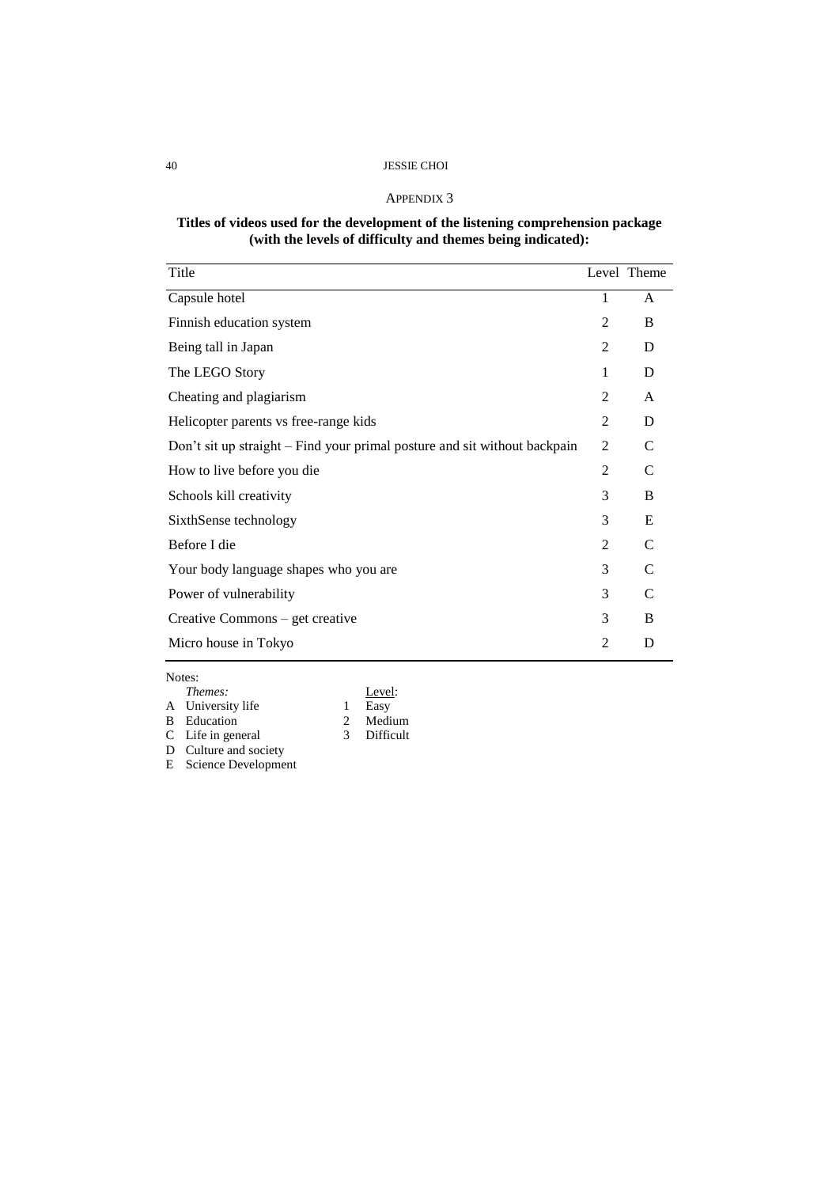## APPENDIX 3

**Titles of videos used for the development of the listening comprehension package (with the levels of difficulty and themes being indicated):**

| Title | Level | Theme |
|---|---|---|
| Capsule hotel | 1 | A |
| Finnish education system | 2 | B |
| Being tall in Japan | 2 | D |
| The LEGO Story | 1 | D |
| Cheating and plagiarism | 2 | A |
| Helicopter parents vs free-range kids | 2 | D |
| Don't sit up straight – Find your primal posture and sit without backpain | 2 | C |
| How to live before you die | 2 | C |
| Schools kill creativity | 3 | B |
| SixthSense technology | 3 | E |
| Before I die | 2 | C |
| Your body language shapes who you are | 3 | C |
| Power of vulnerability | 3 | C |
| Creative Commons – get creative | 3 | B |
| Micro house in Tokyo | 2 | D |

Notes:

*Themes:*
- A University life
- B Education
- C Life in general
- D Culture and society
- E Science Development

Level:
- 1 Easy
- 2 Medium
- 3 Difficult